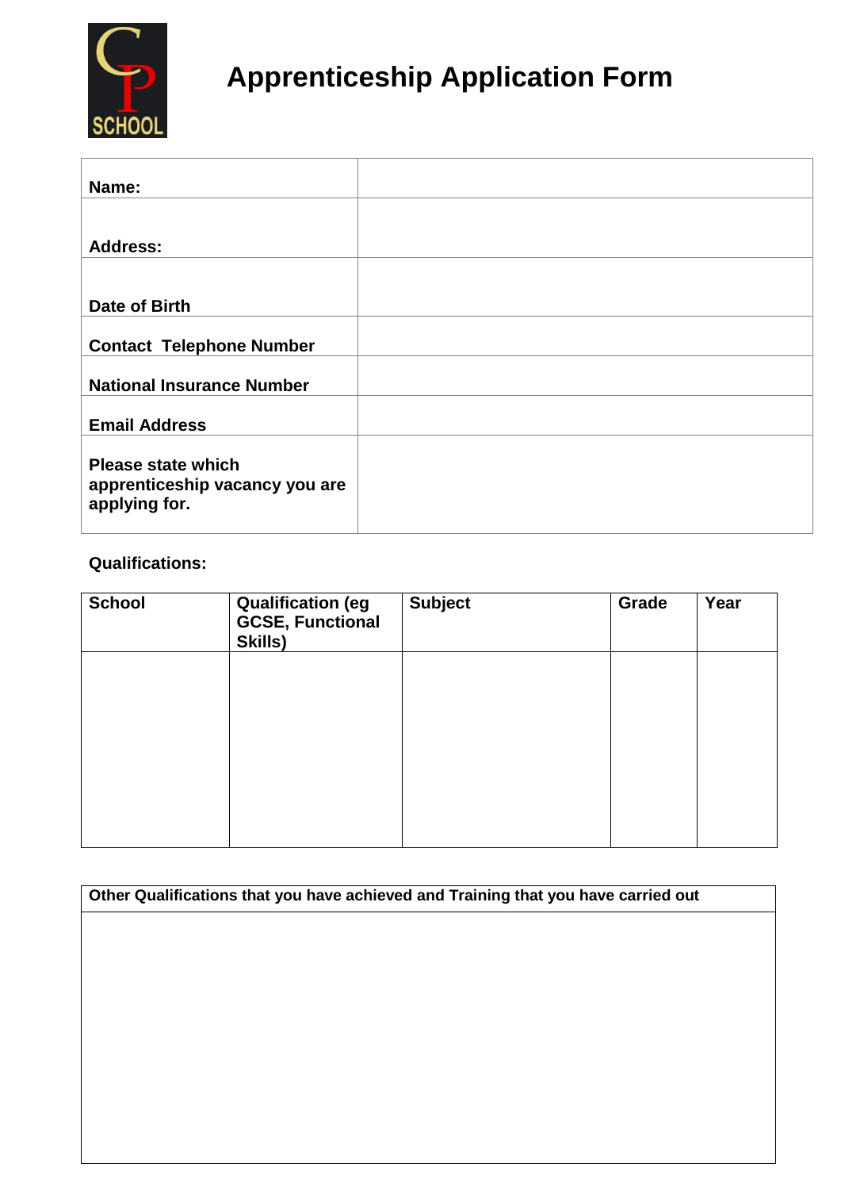# Apprenticeship Application Form

| | |
|---|---|
| **Name:** | |
| **Address:** | |
| **Date of Birth** | |
| **Contact Telephone Number** | |
| **National Insurance Number** | |
| **Email Address** | |
| **Please state which apprenticeship vacancy you are applying for.** | |

**Qualifications:**

| School | Qualification (eg GCSE, Functional Skills) | Subject | Grade | Year |
|---|---|---|---|---|
| | | | | |

| Other Qualifications that you have achieved and Training that you have carried out |
|---|
| |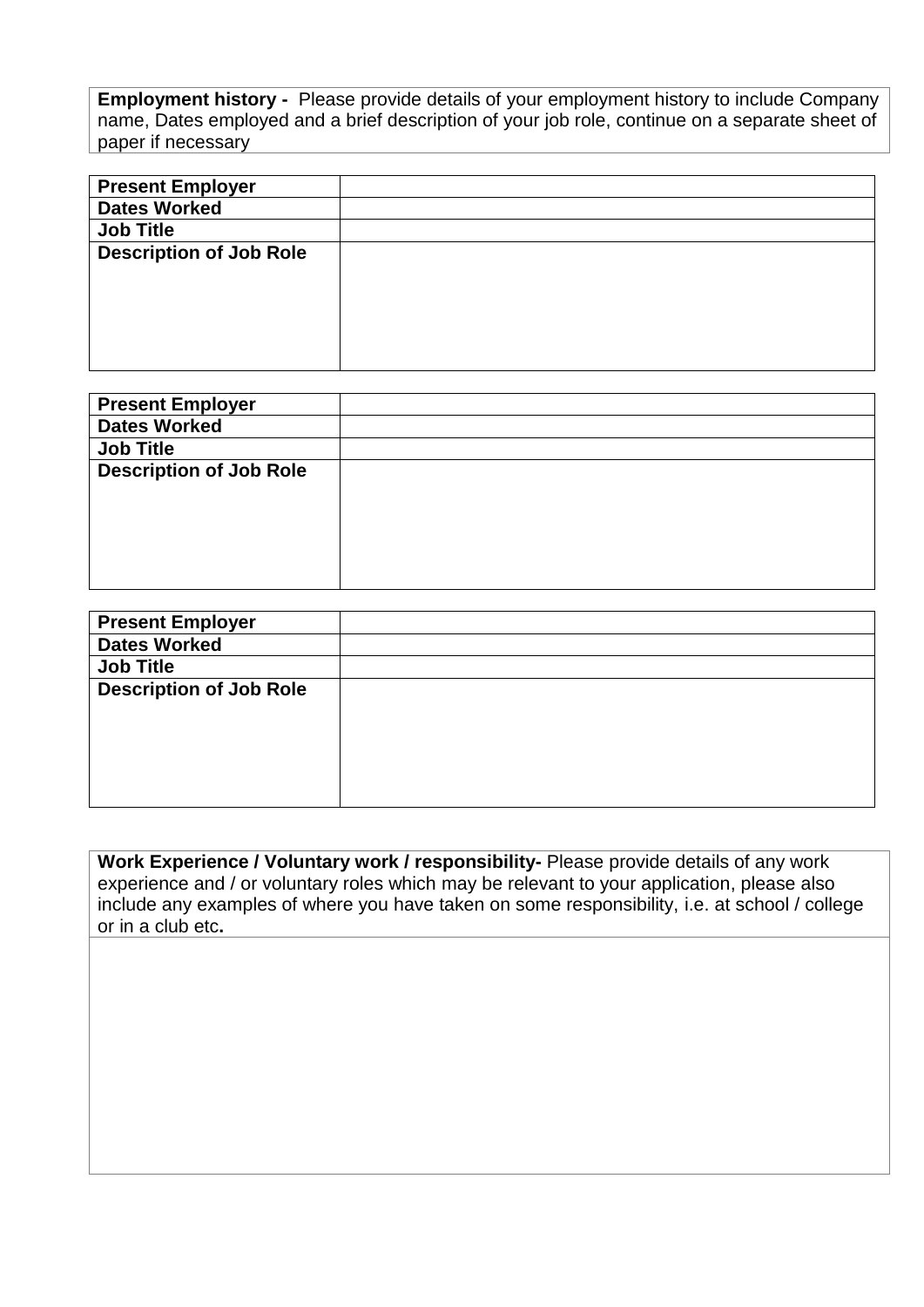**Employment history -** Please provide details of your employment history to include Company name, Dates employed and a brief description of your job role, continue on a separate sheet of paper if necessary

| **Present Employer** | |
|---|---|
| **Dates Worked** | |
| **Job Title** | |
| **Description of Job Role** | |

| **Present Employer** | |
|---|---|
| **Dates Worked** | |
| **Job Title** | |
| **Description of Job Role** | |

| **Present Employer** | |
|---|---|
| **Dates Worked** | |
| **Job Title** | |
| **Description of Job Role** | |

| **Work Experience / Voluntary work / responsibility-** Please provide details of any work experience and / or voluntary roles which may be relevant to your application, please also include any examples of where you have taken on some responsibility, i.e. at school / college or in a club etc**.** |
|---|
| |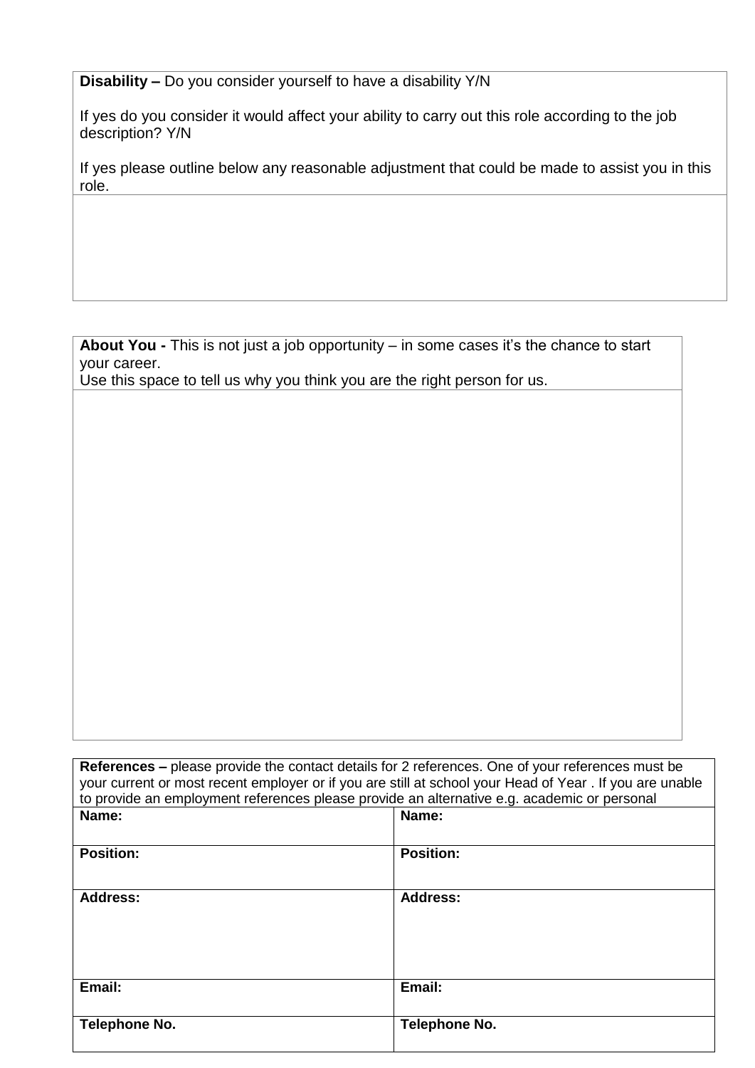| **Disability –** Do you consider yourself to have a disability Y/N<br><br>If yes do you consider it would affect your ability to carry out this role according to the job description? Y/N<br><br>If yes please outline below any reasonable adjustment that could be made to assist you in this role. |
|---|
| |

| **About You -** This is not just a job opportunity – in some cases it's the chance to start your career.<br>Use this space to tell us why you think you are the right person for us. |
|---|
| |

| **References –** please provide the contact details for 2 references. One of your references must be your current or most recent employer or if you are still at school your Head of Year . If you are unable to provide an employment references please provide an alternative e.g. academic or personal | |
|---|---|
| **Name:** | **Name:** |
| **Position:** | **Position:** |
| **Address:** | **Address:** |
| **Email:** | **Email:** |
| **Telephone No.** | **Telephone No.** |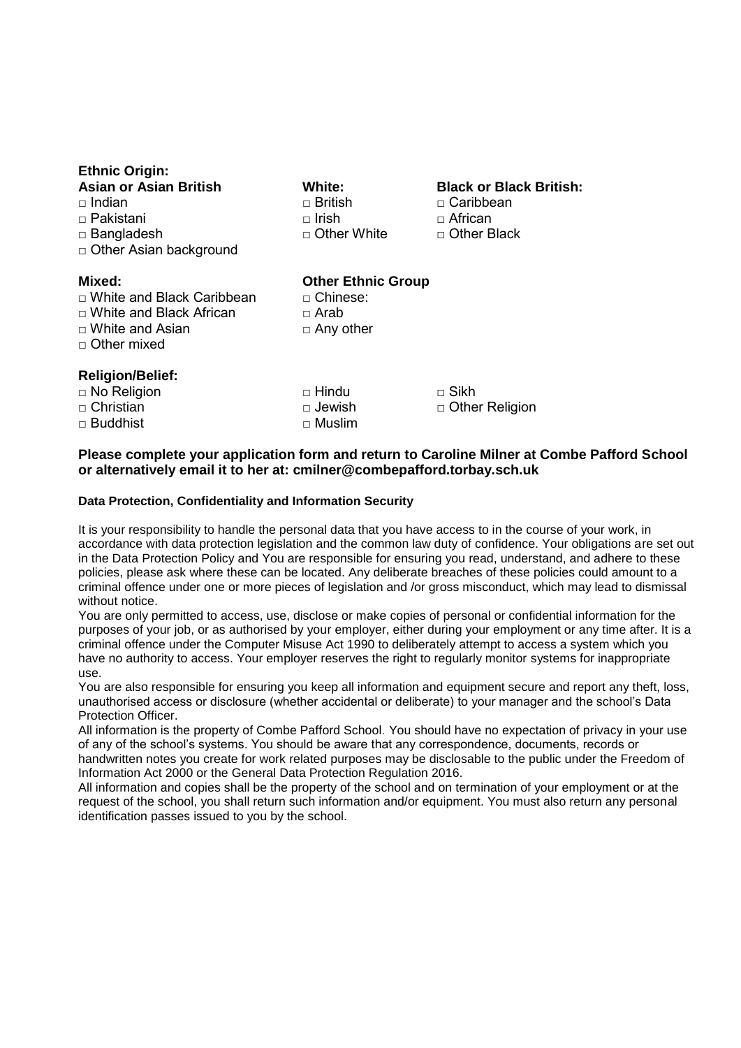**Ethnic Origin:**

**Asian or Asian British**
- □ Indian
- □ Pakistani
- □ Bangladesh
- □ Other Asian background

**White:**
- □ British
- □ Irish
- □ Other White

**Black or Black British:**
- □ Caribbean
- □ African
- □ Other Black

**Mixed:**
- □ White and Black Caribbean
- □ White and Black African
- □ White and Asian
- □ Other mixed

**Other Ethnic Group**
- □ Chinese:
- □ Arab
- □ Any other

**Religion/Belief:**
- □ No Religion
- □ Christian
- □ Buddhist
- □ Hindu
- □ Jewish
- □ Muslim
- □ Sikh
- □ Other Religion

**Please complete your application form and return to Caroline Milner at Combe Pafford School or alternatively email it to her at: cmilner@combepafford.torbay.sch.uk**

#### Data Protection, Confidentiality and Information Security

It is your responsibility to handle the personal data that you have access to in the course of your work, in accordance with data protection legislation and the common law duty of confidence. Your obligations are set out in the Data Protection Policy and You are responsible for ensuring you read, understand, and adhere to these policies, please ask where these can be located. Any deliberate breaches of these policies could amount to a criminal offence under one or more pieces of legislation and /or gross misconduct, which may lead to dismissal without notice.

You are only permitted to access, use, disclose or make copies of personal or confidential information for the purposes of your job, or as authorised by your employer, either during your employment or any time after. It is a criminal offence under the Computer Misuse Act 1990 to deliberately attempt to access a system which you have no authority to access. Your employer reserves the right to regularly monitor systems for inappropriate use.

You are also responsible for ensuring you keep all information and equipment secure and report any theft, loss, unauthorised access or disclosure (whether accidental or deliberate) to your manager and the school's Data Protection Officer.

All information is the property of Combe Pafford School. You should have no expectation of privacy in your use of any of the school's systems. You should be aware that any correspondence, documents, records or handwritten notes you create for work related purposes may be disclosable to the public under the Freedom of Information Act 2000 or the General Data Protection Regulation 2016.

All information and copies shall be the property of the school and on termination of your employment or at the request of the school, you shall return such information and/or equipment. You must also return any personal identification passes issued to you by the school.